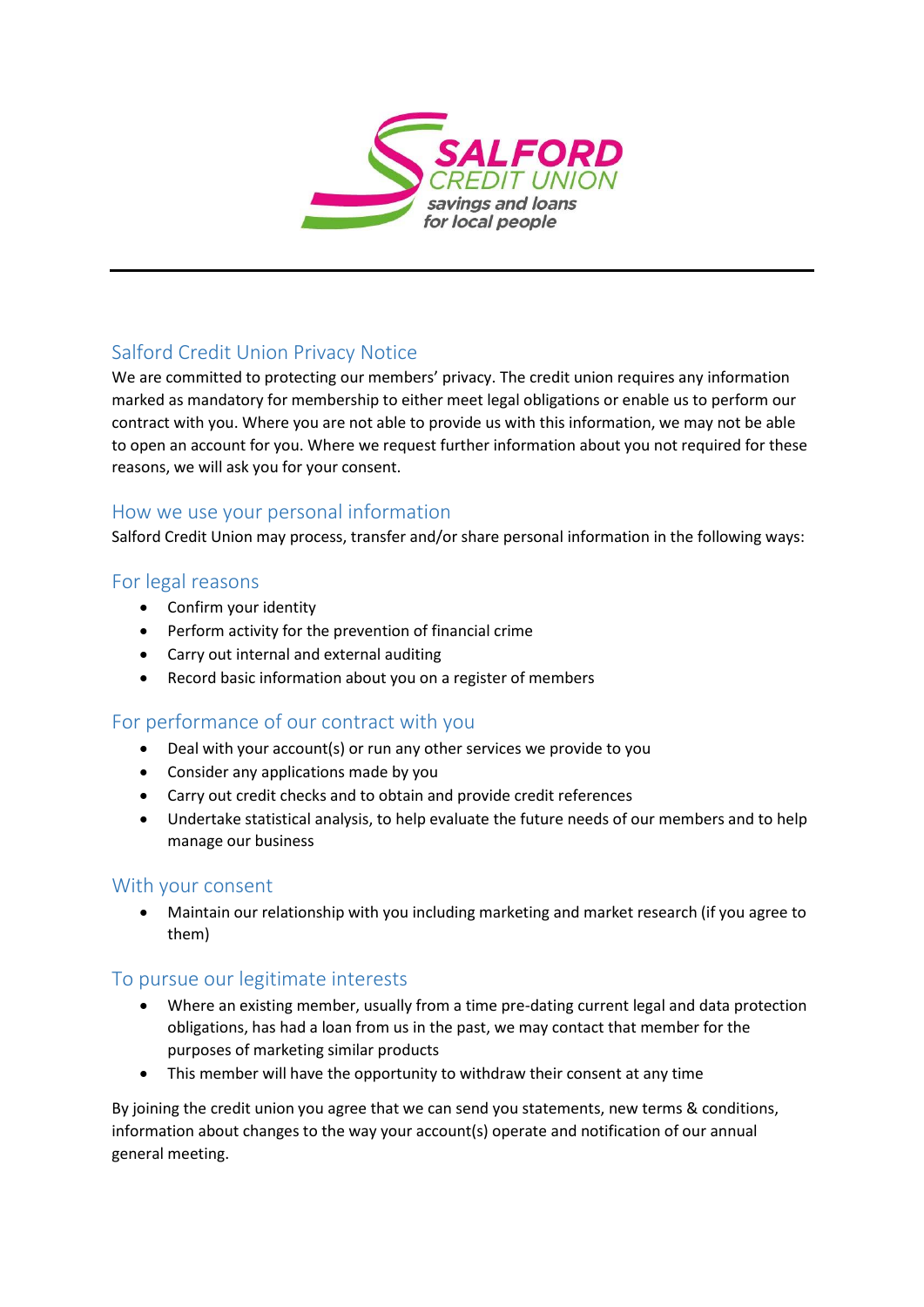## Salford Credit Union Privacy Notice

We are committed to protecting our members' privacy. The credit union requires any information marked as mandatory for membership to either meet legal obligations or enable us to perform our contract with you. Where you are not able to provide us with this information, we may not be able to open an account for you. Where we request further information about you not required for these reasons, we will ask you for your consent.

### How we use your personal information

Salford Credit Union may process, transfer and/or share personal information in the following ways:

### For legal reasons

- Confirm your identity
- Perform activity for the prevention of financial crime
- Carry out internal and external auditing
- Record basic information about you on a register of members

### For performance of our contract with you

- Deal with your account(s) or run any other services we provide to you
- Consider any applications made by you
- Carry out credit checks and to obtain and provide credit references
- Undertake statistical analysis, to help evaluate the future needs of our members and to help manage our business

### With your consent

- Maintain our relationship with you including marketing and market research (if you agree to them)

### To pursue our legitimate interests

- Where an existing member, usually from a time pre-dating current legal and data protection obligations, has had a loan from us in the past, we may contact that member for the purposes of marketing similar products
- This member will have the opportunity to withdraw their consent at any time

By joining the credit union you agree that we can send you statements, new terms & conditions, information about changes to the way your account(s) operate and notification of our annual general meeting.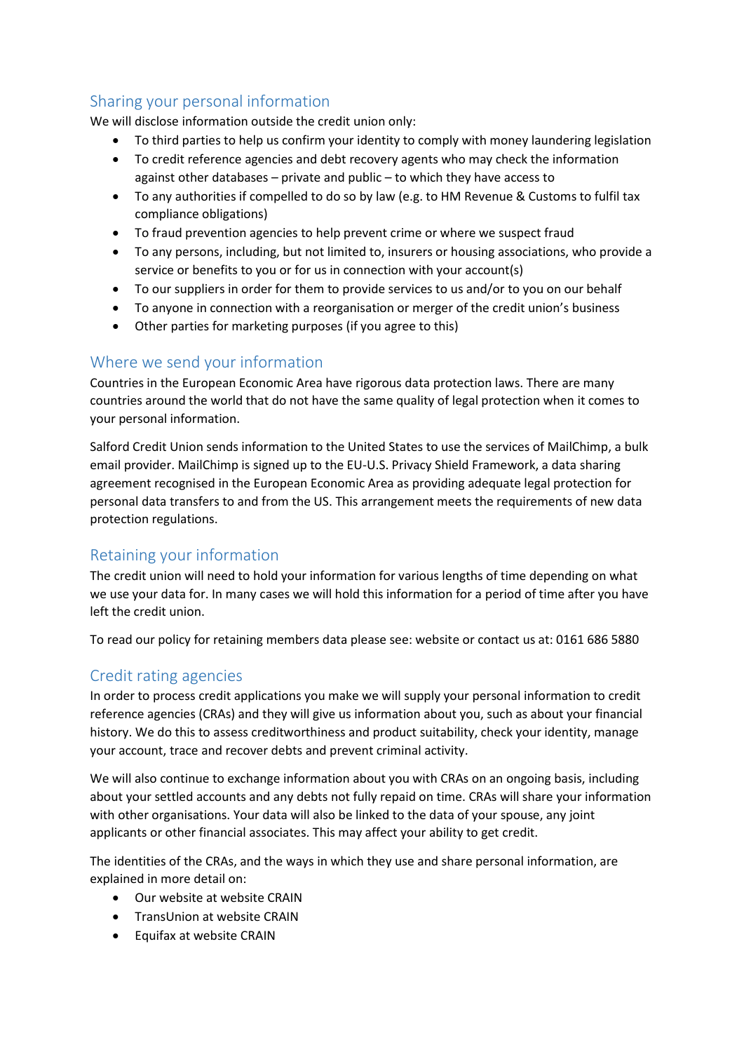## Sharing your personal information

We will disclose information outside the credit union only:

- To third parties to help us confirm your identity to comply with money laundering legislation
- To credit reference agencies and debt recovery agents who may check the information against other databases – private and public – to which they have access to
- To any authorities if compelled to do so by law (e.g. to HM Revenue & Customs to fulfil tax compliance obligations)
- To fraud prevention agencies to help prevent crime or where we suspect fraud
- To any persons, including, but not limited to, insurers or housing associations, who provide a service or benefits to you or for us in connection with your account(s)
- To our suppliers in order for them to provide services to us and/or to you on our behalf
- To anyone in connection with a reorganisation or merger of the credit union's business
- Other parties for marketing purposes (if you agree to this)

## Where we send your information

Countries in the European Economic Area have rigorous data protection laws. There are many countries around the world that do not have the same quality of legal protection when it comes to your personal information.

Salford Credit Union sends information to the United States to use the services of MailChimp, a bulk email provider. MailChimp is signed up to the EU-U.S. Privacy Shield Framework, a data sharing agreement recognised in the European Economic Area as providing adequate legal protection for personal data transfers to and from the US. This arrangement meets the requirements of new data protection regulations.

## Retaining your information

The credit union will need to hold your information for various lengths of time depending on what we use your data for. In many cases we will hold this information for a period of time after you have left the credit union.

To read our policy for retaining members data please see: website or contact us at: 0161 686 5880

## Credit rating agencies

In order to process credit applications you make we will supply your personal information to credit reference agencies (CRAs) and they will give us information about you, such as about your financial history. We do this to assess creditworthiness and product suitability, check your identity, manage your account, trace and recover debts and prevent criminal activity.

We will also continue to exchange information about you with CRAs on an ongoing basis, including about your settled accounts and any debts not fully repaid on time. CRAs will share your information with other organisations. Your data will also be linked to the data of your spouse, any joint applicants or other financial associates. This may affect your ability to get credit.

The identities of the CRAs, and the ways in which they use and share personal information, are explained in more detail on:

- Our website at website CRAIN
- TransUnion at website CRAIN
- Equifax at website CRAIN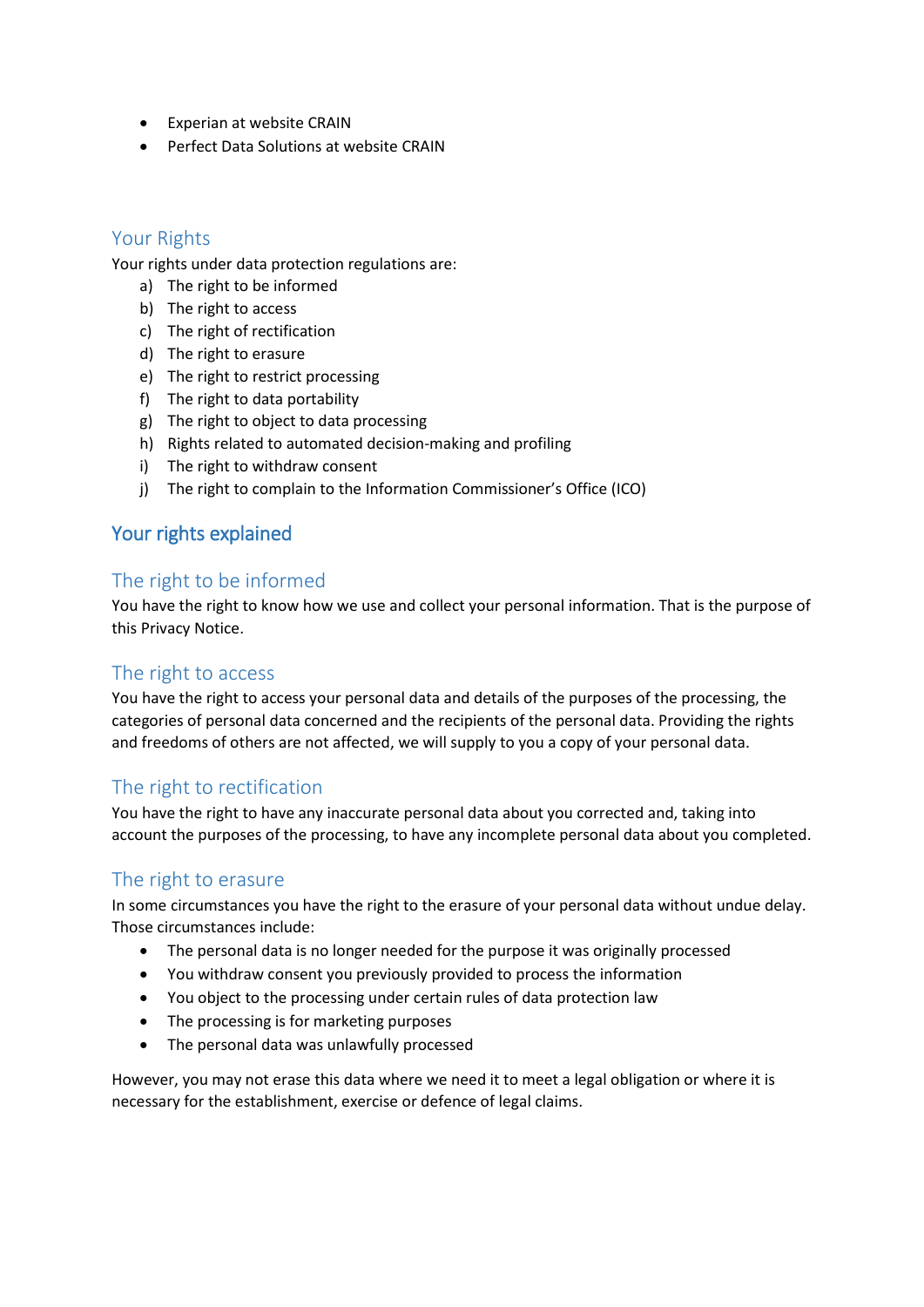- Experian at website CRAIN
- Perfect Data Solutions at website CRAIN

## Your Rights

Your rights under data protection regulations are:

a) The right to be informed
b) The right to access
c) The right of rectification
d) The right to erasure
e) The right to restrict processing
f) The right to data portability
g) The right to object to data processing
h) Rights related to automated decision-making and profiling
i) The right to withdraw consent
j) The right to complain to the Information Commissioner's Office (ICO)

## Your rights explained

### The right to be informed

You have the right to know how we use and collect your personal information. That is the purpose of this Privacy Notice.

### The right to access

You have the right to access your personal data and details of the purposes of the processing, the categories of personal data concerned and the recipients of the personal data. Providing the rights and freedoms of others are not affected, we will supply to you a copy of your personal data.

### The right to rectification

You have the right to have any inaccurate personal data about you corrected and, taking into account the purposes of the processing, to have any incomplete personal data about you completed.

### The right to erasure

In some circumstances you have the right to the erasure of your personal data without undue delay. Those circumstances include:

- The personal data is no longer needed for the purpose it was originally processed
- You withdraw consent you previously provided to process the information
- You object to the processing under certain rules of data protection law
- The processing is for marketing purposes
- The personal data was unlawfully processed

However, you may not erase this data where we need it to meet a legal obligation or where it is necessary for the establishment, exercise or defence of legal claims.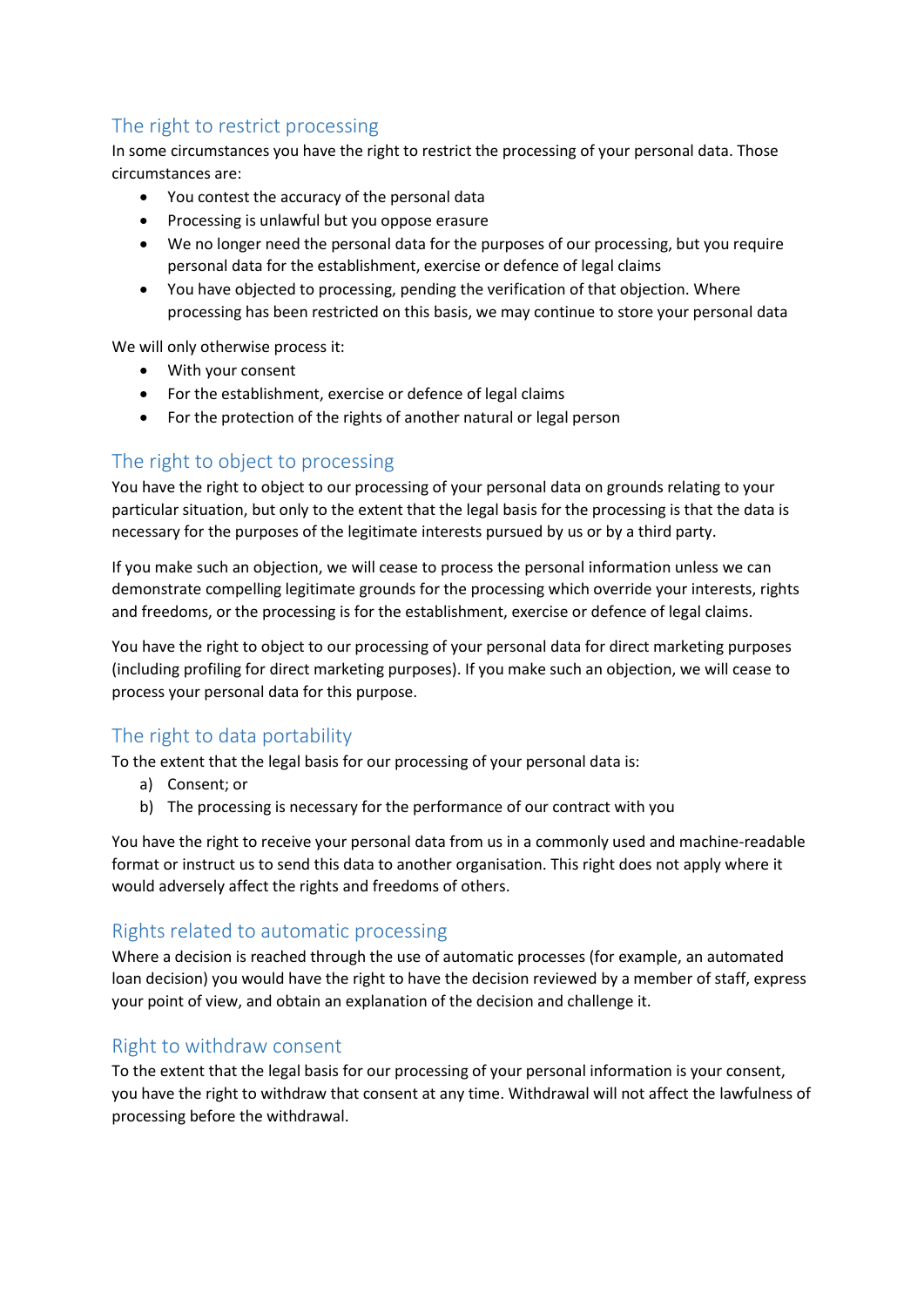## The right to restrict processing

In some circumstances you have the right to restrict the processing of your personal data. Those circumstances are:

- You contest the accuracy of the personal data
- Processing is unlawful but you oppose erasure
- We no longer need the personal data for the purposes of our processing, but you require personal data for the establishment, exercise or defence of legal claims
- You have objected to processing, pending the verification of that objection. Where processing has been restricted on this basis, we may continue to store your personal data

We will only otherwise process it:

- With your consent
- For the establishment, exercise or defence of legal claims
- For the protection of the rights of another natural or legal person

## The right to object to processing

You have the right to object to our processing of your personal data on grounds relating to your particular situation, but only to the extent that the legal basis for the processing is that the data is necessary for the purposes of the legitimate interests pursued by us or by a third party.

If you make such an objection, we will cease to process the personal information unless we can demonstrate compelling legitimate grounds for the processing which override your interests, rights and freedoms, or the processing is for the establishment, exercise or defence of legal claims.

You have the right to object to our processing of your personal data for direct marketing purposes (including profiling for direct marketing purposes). If you make such an objection, we will cease to process your personal data for this purpose.

## The right to data portability

To the extent that the legal basis for our processing of your personal data is:

a) Consent; or
b) The processing is necessary for the performance of our contract with you

You have the right to receive your personal data from us in a commonly used and machine-readable format or instruct us to send this data to another organisation. This right does not apply where it would adversely affect the rights and freedoms of others.

## Rights related to automatic processing

Where a decision is reached through the use of automatic processes (for example, an automated loan decision) you would have the right to have the decision reviewed by a member of staff, express your point of view, and obtain an explanation of the decision and challenge it.

## Right to withdraw consent

To the extent that the legal basis for our processing of your personal information is your consent, you have the right to withdraw that consent at any time. Withdrawal will not affect the lawfulness of processing before the withdrawal.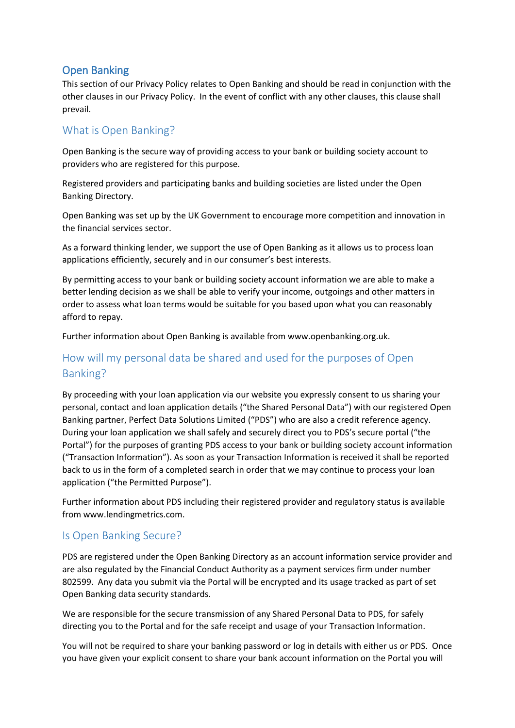## Open Banking

This section of our Privacy Policy relates to Open Banking and should be read in conjunction with the other clauses in our Privacy Policy. In the event of conflict with any other clauses, this clause shall prevail.

### What is Open Banking?

Open Banking is the secure way of providing access to your bank or building society account to providers who are registered for this purpose.

Registered providers and participating banks and building societies are listed under the Open Banking Directory.

Open Banking was set up by the UK Government to encourage more competition and innovation in the financial services sector.

As a forward thinking lender, we support the use of Open Banking as it allows us to process loan applications efficiently, securely and in our consumer's best interests.

By permitting access to your bank or building society account information we are able to make a better lending decision as we shall be able to verify your income, outgoings and other matters in order to assess what loan terms would be suitable for you based upon what you can reasonably afford to repay.

Further information about Open Banking is available from www.openbanking.org.uk.

### How will my personal data be shared and used for the purposes of Open Banking?

By proceeding with your loan application via our website you expressly consent to us sharing your personal, contact and loan application details ("the Shared Personal Data") with our registered Open Banking partner, Perfect Data Solutions Limited ("PDS") who are also a credit reference agency. During your loan application we shall safely and securely direct you to PDS's secure portal ("the Portal") for the purposes of granting PDS access to your bank or building society account information ("Transaction Information"). As soon as your Transaction Information is received it shall be reported back to us in the form of a completed search in order that we may continue to process your loan application ("the Permitted Purpose").

Further information about PDS including their registered provider and regulatory status is available from www.lendingmetrics.com.

### Is Open Banking Secure?

PDS are registered under the Open Banking Directory as an account information service provider and are also regulated by the Financial Conduct Authority as a payment services firm under number 802599. Any data you submit via the Portal will be encrypted and its usage tracked as part of set Open Banking data security standards.

We are responsible for the secure transmission of any Shared Personal Data to PDS, for safely directing you to the Portal and for the safe receipt and usage of your Transaction Information.

You will not be required to share your banking password or log in details with either us or PDS. Once you have given your explicit consent to share your bank account information on the Portal you will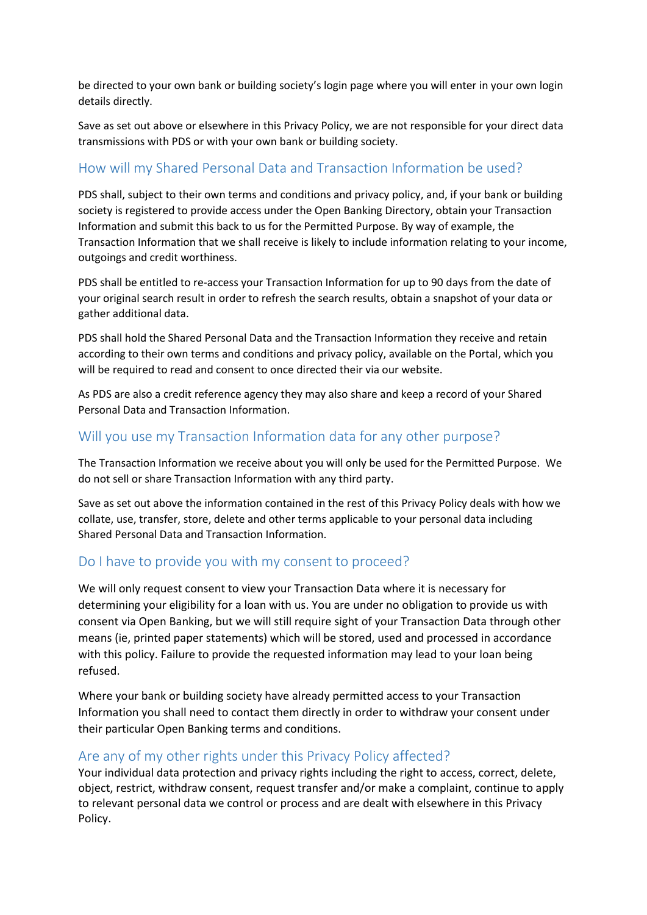be directed to your own bank or building society's login page where you will enter in your own login details directly.

Save as set out above or elsewhere in this Privacy Policy, we are not responsible for your direct data transmissions with PDS or with your own bank or building society.

## How will my Shared Personal Data and Transaction Information be used?

PDS shall, subject to their own terms and conditions and privacy policy, and, if your bank or building society is registered to provide access under the Open Banking Directory, obtain your Transaction Information and submit this back to us for the Permitted Purpose. By way of example, the Transaction Information that we shall receive is likely to include information relating to your income, outgoings and credit worthiness.

PDS shall be entitled to re-access your Transaction Information for up to 90 days from the date of your original search result in order to refresh the search results, obtain a snapshot of your data or gather additional data.

PDS shall hold the Shared Personal Data and the Transaction Information they receive and retain according to their own terms and conditions and privacy policy, available on the Portal, which you will be required to read and consent to once directed their via our website.

As PDS are also a credit reference agency they may also share and keep a record of your Shared Personal Data and Transaction Information.

## Will you use my Transaction Information data for any other purpose?

The Transaction Information we receive about you will only be used for the Permitted Purpose. We do not sell or share Transaction Information with any third party.

Save as set out above the information contained in the rest of this Privacy Policy deals with how we collate, use, transfer, store, delete and other terms applicable to your personal data including Shared Personal Data and Transaction Information.

## Do I have to provide you with my consent to proceed?

We will only request consent to view your Transaction Data where it is necessary for determining your eligibility for a loan with us. You are under no obligation to provide us with consent via Open Banking, but we will still require sight of your Transaction Data through other means (ie, printed paper statements) which will be stored, used and processed in accordance with this policy. Failure to provide the requested information may lead to your loan being refused.

Where your bank or building society have already permitted access to your Transaction Information you shall need to contact them directly in order to withdraw your consent under their particular Open Banking terms and conditions.

## Are any of my other rights under this Privacy Policy affected?

Your individual data protection and privacy rights including the right to access, correct, delete, object, restrict, withdraw consent, request transfer and/or make a complaint, continue to apply to relevant personal data we control or process and are dealt with elsewhere in this Privacy Policy.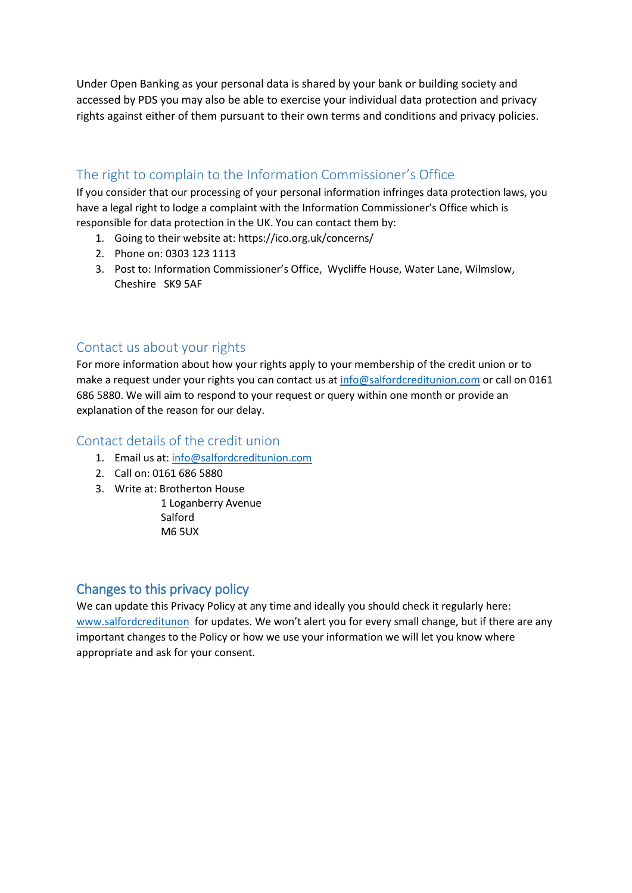Under Open Banking as your personal data is shared by your bank or building society and accessed by PDS you may also be able to exercise your individual data protection and privacy rights against either of them pursuant to their own terms and conditions and privacy policies.

## The right to complain to the Information Commissioner's Office

If you consider that our processing of your personal information infringes data protection laws, you have a legal right to lodge a complaint with the Information Commissioner's Office which is responsible for data protection in the UK. You can contact them by:

1. Going to their website at: https://ico.org.uk/concerns/
2. Phone on: 0303 123 1113
3. Post to: Information Commissioner's Office, Wycliffe House, Water Lane, Wilmslow, Cheshire SK9 5AF

## Contact us about your rights

For more information about how your rights apply to your membership of the credit union or to make a request under your rights you can contact us at info@salfordcreditunion.com or call on 0161 686 5880. We will aim to respond to your request or query within one month or provide an explanation of the reason for our delay.

## Contact details of the credit union

1. Email us at: info@salfordcreditunion.com
2. Call on: 0161 686 5880
3. Write at: Brotherton House
   1 Loganberry Avenue
   Salford
   M6 5UX

## Changes to this privacy policy

We can update this Privacy Policy at any time and ideally you should check it regularly here: www.salfordcreditunon for updates. We won't alert you for every small change, but if there are any important changes to the Policy or how we use your information we will let you know where appropriate and ask for your consent.